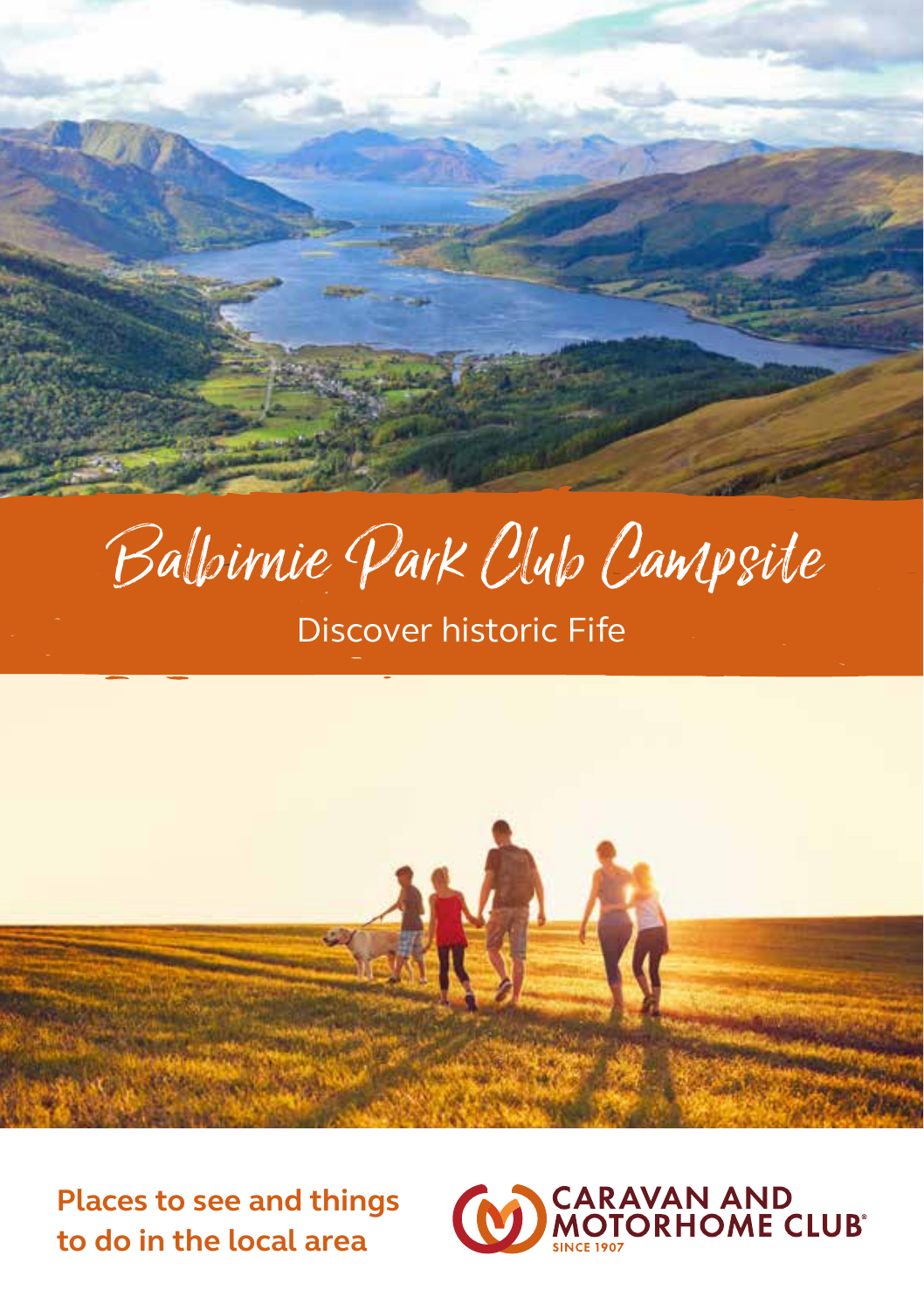# Balbirnie Park Club Campsite

## Discover historic Fife

**Places to see and things to do in the local area**

CARAVAN AND MOTORHOME CLUB
SINCE 1907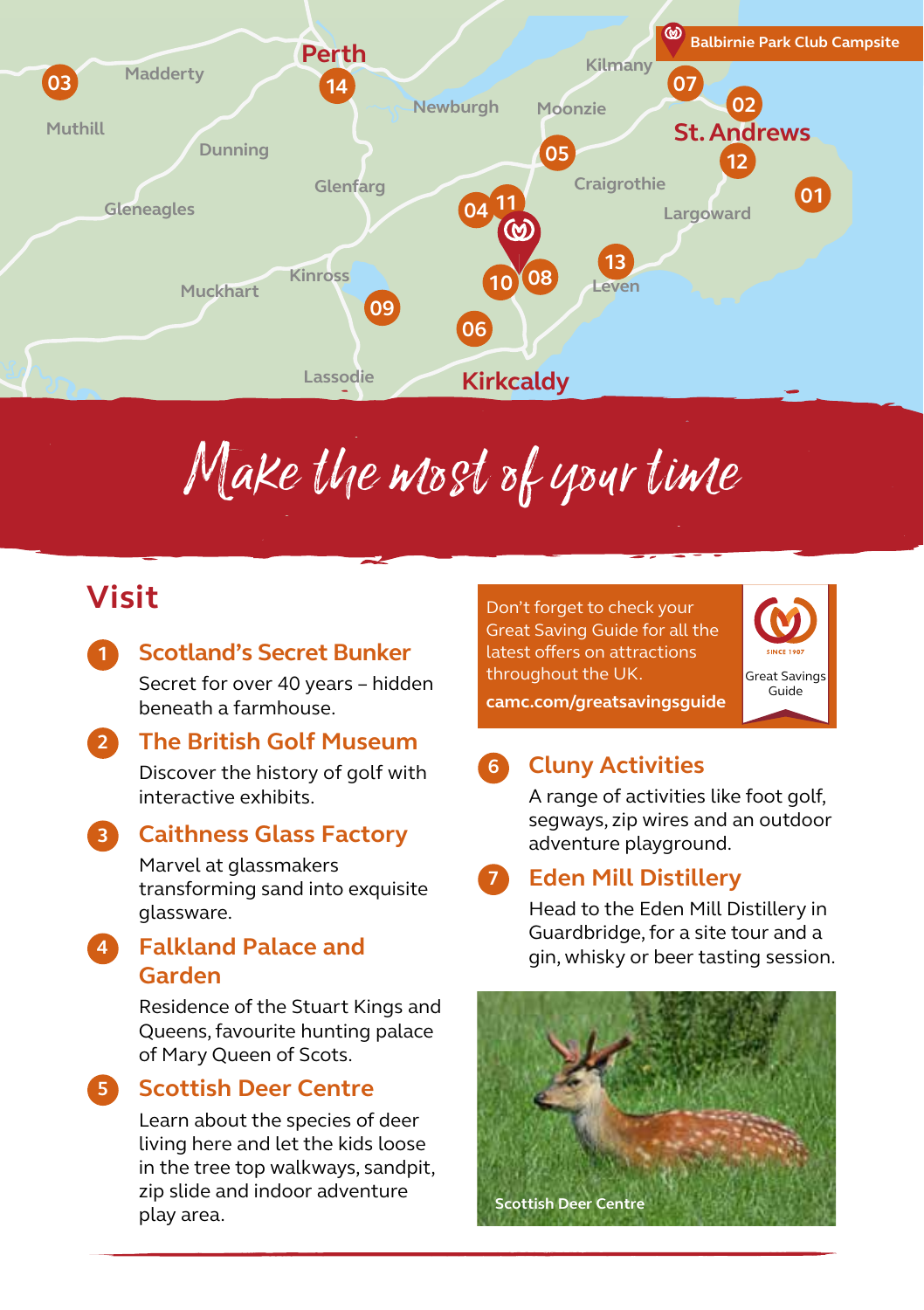# Make the most of your time

## Visit

1. **Scotland's Secret Bunker**
   Secret for over 40 years – hidden beneath a farmhouse.

2. **The British Golf Museum**
   Discover the history of golf with interactive exhibits.

3. **Caithness Glass Factory**
   Marvel at glassmakers transforming sand into exquisite glassware.

4. **Falkland Palace and Garden**
   Residence of the Stuart Kings and Queens, favourite hunting palace of Mary Queen of Scots.

5. **Scottish Deer Centre**
   Learn about the species of deer living here and let the kids loose in the tree top walkways, sandpit, zip slide and indoor adventure play area.

Don't forget to check your Great Saving Guide for all the latest offers on attractions throughout the UK.
**camc.com/greatsavingsguide**

6. **Cluny Activities**
   A range of activities like foot golf, segways, zip wires and an outdoor adventure playground.

7. **Eden Mill Distillery**
   Head to the Eden Mill Distillery in Guardbridge, for a site tour and a gin, whisky or beer tasting session.

Scottish Deer Centre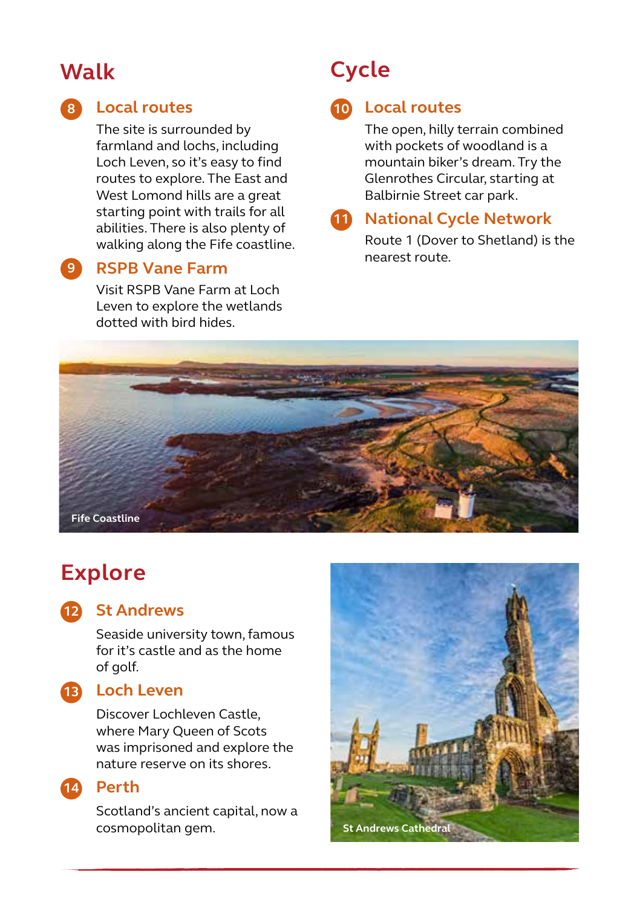## Walk

### 8 Local routes

The site is surrounded by farmland and lochs, including Loch Leven, so it's easy to find routes to explore. The East and West Lomond hills are a great starting point with trails for all abilities. There is also plenty of walking along the Fife coastline.

### 9 RSPB Vane Farm

Visit RSPB Vane Farm at Loch Leven to explore the wetlands dotted with bird hides.

## Cycle

### 10 Local routes

The open, hilly terrain combined with pockets of woodland is a mountain biker's dream. Try the Glenrothes Circular, starting at Balbirnie Street car park.

### 11 National Cycle Network

Route 1 (Dover to Shetland) is the nearest route.

Fife Coastline

## Explore

### 12 St Andrews

Seaside university town, famous for it's castle and as the home of golf.

### 13 Loch Leven

Discover Lochleven Castle, where Mary Queen of Scots was imprisoned and explore the nature reserve on its shores.

### 14 Perth

Scotland's ancient capital, now a cosmopolitan gem.

St Andrews Cathedral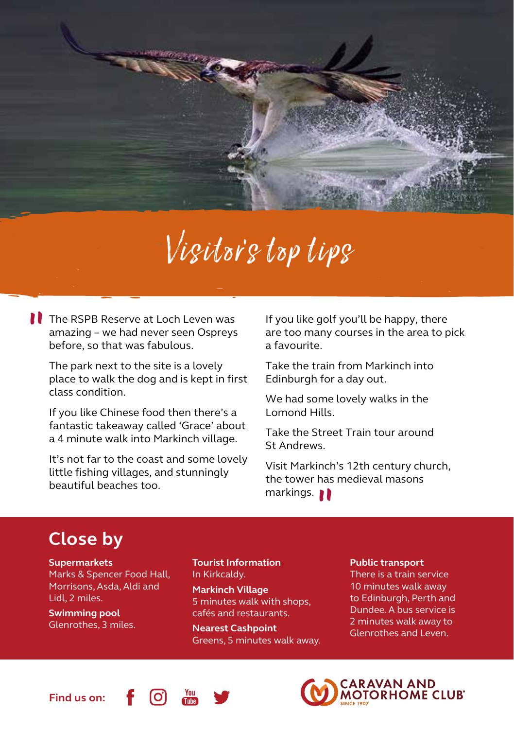# Visitor's top tips

"The RSPB Reserve at Loch Leven was amazing – we had never seen Ospreys before, so that was fabulous.

The park next to the site is a lovely place to walk the dog and is kept in first class condition.

If you like Chinese food then there's a fantastic takeaway called 'Grace' about a 4 minute walk into Markinch village.

It's not far to the coast and some lovely little fishing villages, and stunningly beautiful beaches too.

If you like golf you'll be happy, there are too many courses in the area to pick a favourite.

Take the train from Markinch into Edinburgh for a day out.

We had some lovely walks in the Lomond Hills.

Take the Street Train tour around St Andrews.

Visit Markinch's 12th century church, the tower has medieval masons markings."

## Close by

**Supermarkets**
Marks & Spencer Food Hall, Morrisons, Asda, Aldi and Lidl, 2 miles.

**Swimming pool**
Glenrothes, 3 miles.

**Tourist Information**
In Kirkcaldy.

**Markinch Village**
5 minutes walk with shops, cafés and restaurants.

**Nearest Cashpoint**
Greens, 5 minutes walk away.

**Public transport**
There is a train service 10 minutes walk away to Edinburgh, Perth and Dundee. A bus service is 2 minutes walk away to Glenrothes and Leven.

**Find us on:**

CARAVAN AND MOTORHOME CLUB
SINCE 1907